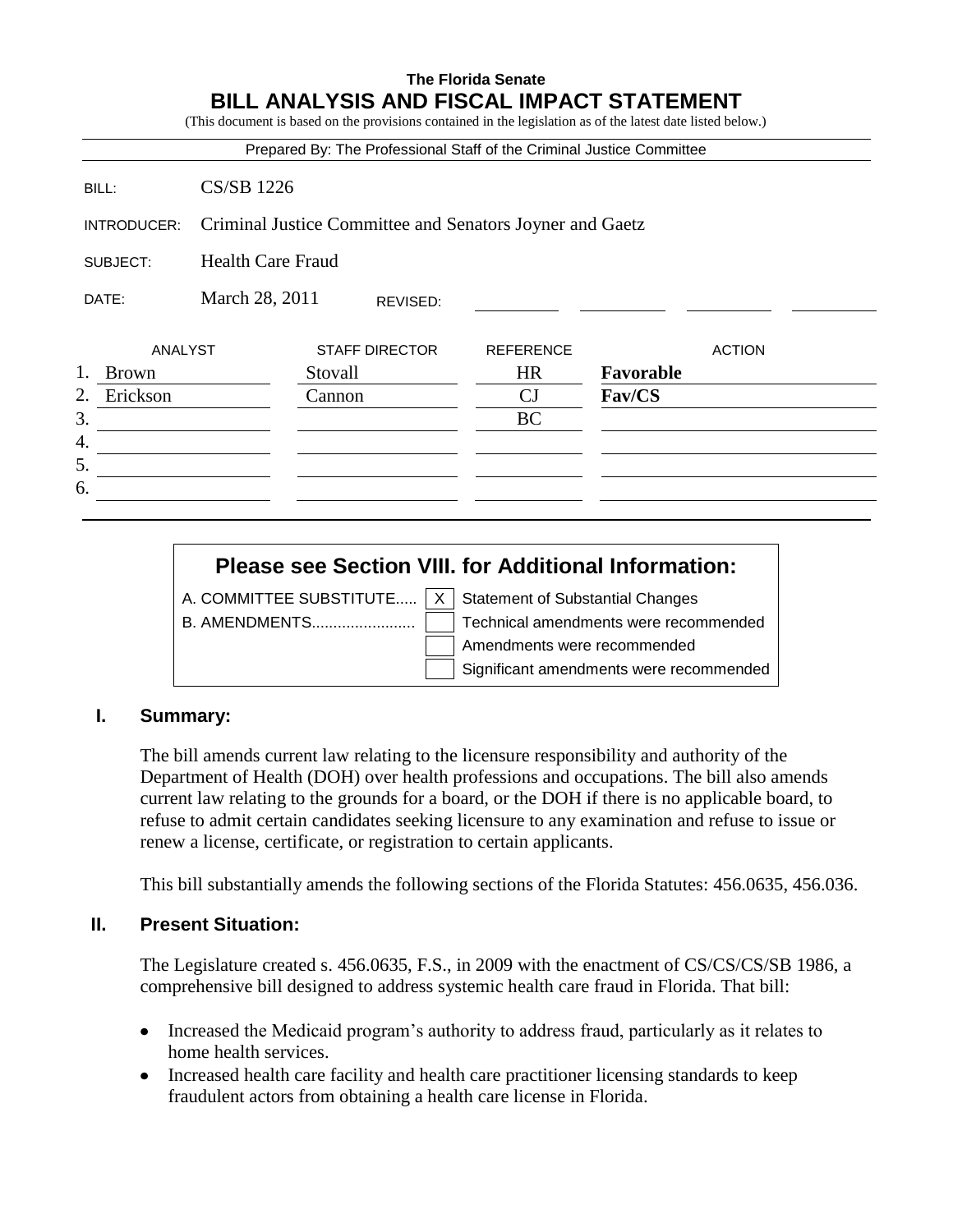**The Florida Senate**

# BILL ANALYSIS AND FISCAL IMPACT STATEMENT

(This document is based on the provisions contained in the legislation as of the latest date listed below.)

Prepared By: The Professional Staff of the Criminal Justice Committee

| | |
|---|---|
| BILL: | CS/SB 1226 |
| INTRODUCER: | Criminal Justice Committee and Senators Joyner and Gaetz |
| SUBJECT: | Health Care Fraud |
| DATE: | March 28, 2011 REVISED: |

| | ANALYST | STAFF DIRECTOR | REFERENCE | ACTION |
|---|---|---|---|---|
| 1. | Brown | Stovall | HR | **Favorable** |
| 2. | Erickson | Cannon | CJ | **Fav/CS** |
| 3. | | | BC | |
| 4. | | | | |
| 5. | | | | |
| 6. | | | | |

**Please see Section VIII. for Additional Information:**

A. COMMITTEE SUBSTITUTE..... [X] Statement of Substantial Changes
B. AMENDMENTS........................ [ ] Technical amendments were recommended
[ ] Amendments were recommended
[ ] Significant amendments were recommended

## I. Summary:

The bill amends current law relating to the licensure responsibility and authority of the Department of Health (DOH) over health professions and occupations. The bill also amends current law relating to the grounds for a board, or the DOH if there is no applicable board, to refuse to admit certain candidates seeking licensure to any examination and refuse to issue or renew a license, certificate, or registration to certain applicants.

This bill substantially amends the following sections of the Florida Statutes: 456.0635, 456.036.

## II. Present Situation:

The Legislature created s. 456.0635, F.S., in 2009 with the enactment of CS/CS/CS/SB 1986, a comprehensive bill designed to address systemic health care fraud in Florida. That bill:

- Increased the Medicaid program's authority to address fraud, particularly as it relates to home health services.
- Increased health care facility and health care practitioner licensing standards to keep fraudulent actors from obtaining a health care license in Florida.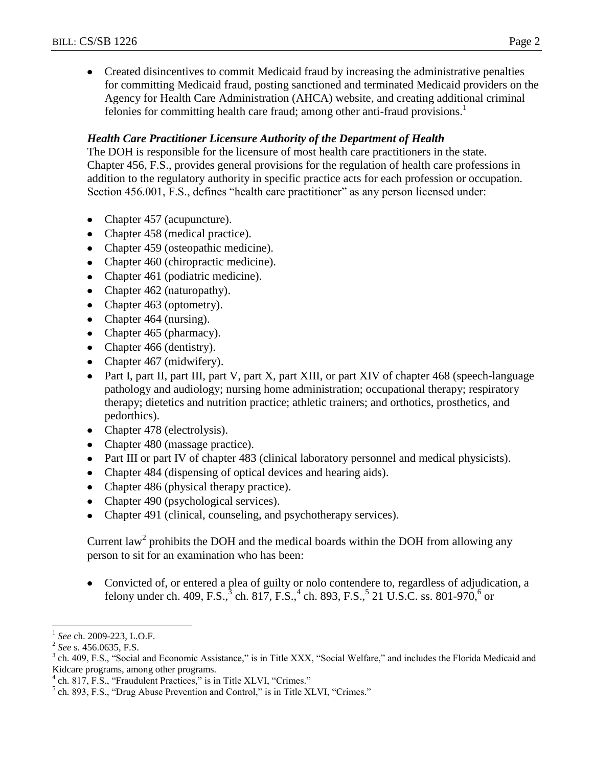- Created disincentives to commit Medicaid fraud by increasing the administrative penalties for committing Medicaid fraud, posting sanctioned and terminated Medicaid providers on the Agency for Health Care Administration (AHCA) website, and creating additional criminal felonies for committing health care fraud; among other anti-fraud provisions.[1]

### *Health Care Practitioner Licensure Authority of the Department of Health*

The DOH is responsible for the licensure of most health care practitioners in the state. Chapter 456, F.S., provides general provisions for the regulation of health care professions in addition to the regulatory authority in specific practice acts for each profession or occupation. Section 456.001, F.S., defines "health care practitioner" as any person licensed under:

- Chapter 457 (acupuncture).
- Chapter 458 (medical practice).
- Chapter 459 (osteopathic medicine).
- Chapter 460 (chiropractic medicine).
- Chapter 461 (podiatric medicine).
- Chapter 462 (naturopathy).
- Chapter 463 (optometry).
- Chapter 464 (nursing).
- Chapter 465 (pharmacy).
- Chapter 466 (dentistry).
- Chapter 467 (midwifery).
- Part I, part II, part III, part V, part X, part XIII, or part XIV of chapter 468 (speech-language pathology and audiology; nursing home administration; occupational therapy; respiratory therapy; dietetics and nutrition practice; athletic trainers; and orthotics, prosthetics, and pedorthics).
- Chapter 478 (electrolysis).
- Chapter 480 (massage practice).
- Part III or part IV of chapter 483 (clinical laboratory personnel and medical physicists).
- Chapter 484 (dispensing of optical devices and hearing aids).
- Chapter 486 (physical therapy practice).
- Chapter 490 (psychological services).
- Chapter 491 (clinical, counseling, and psychotherapy services).

Current law[2] prohibits the DOH and the medical boards within the DOH from allowing any person to sit for an examination who has been:

- Convicted of, or entered a plea of guilty or nolo contendere to, regardless of adjudication, a felony under ch. 409, F.S.,[3] ch. 817, F.S.,[4] ch. 893, F.S.,[5] 21 U.S.C. ss. 801-970,[6] or

---

[1] *See* ch. 2009-223, L.O.F.

[2] *See* s. 456.0635, F.S.

[3] ch. 409, F.S., "Social and Economic Assistance," is in Title XXX, "Social Welfare," and includes the Florida Medicaid and Kidcare programs, among other programs.

[4] ch. 817, F.S., "Fraudulent Practices," is in Title XLVI, "Crimes."

[5] ch. 893, F.S., "Drug Abuse Prevention and Control," is in Title XLVI, "Crimes."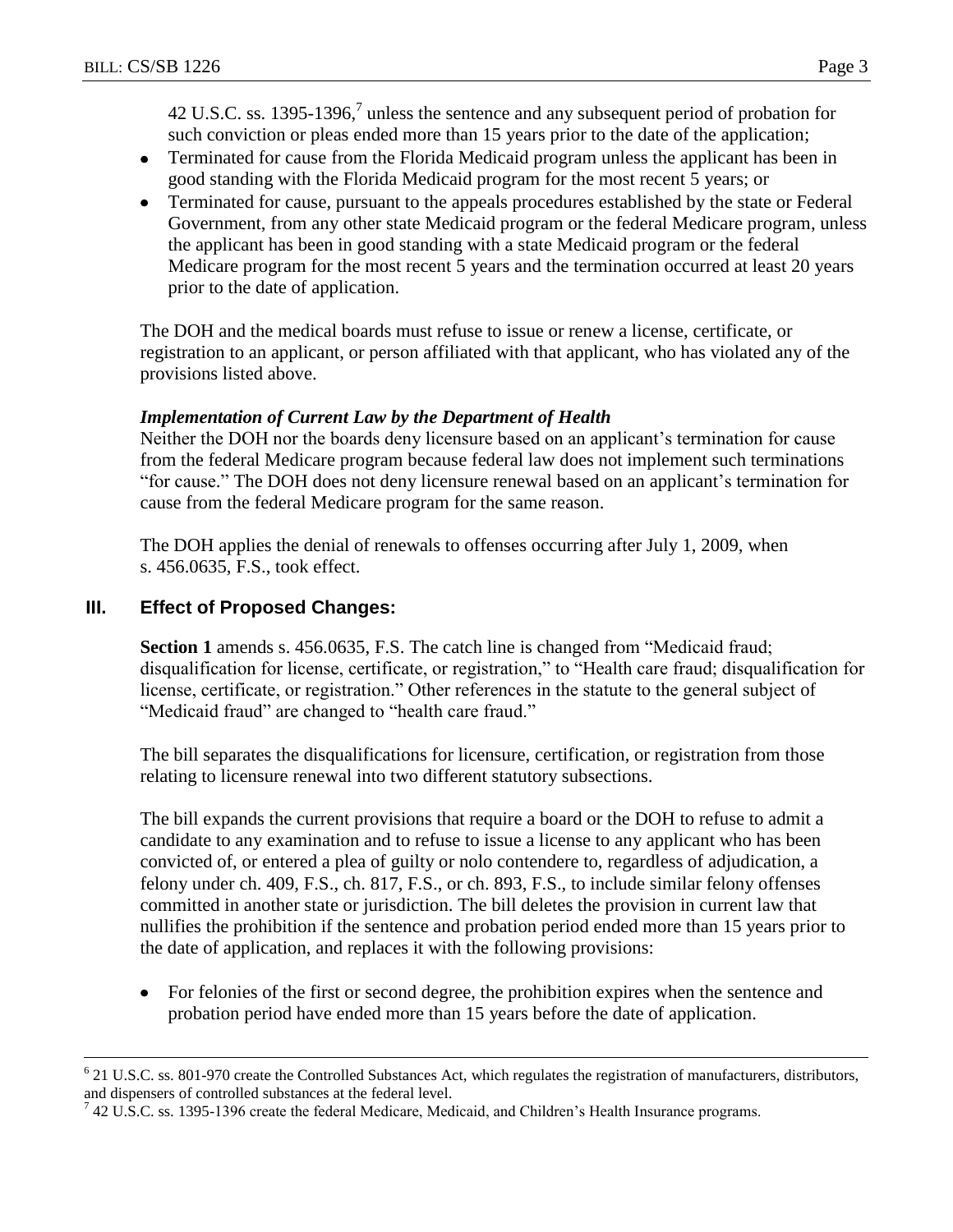42 U.S.C. ss. 1395-1396,[7] unless the sentence and any subsequent period of probation for such conviction or pleas ended more than 15 years prior to the date of the application;

- Terminated for cause from the Florida Medicaid program unless the applicant has been in good standing with the Florida Medicaid program for the most recent 5 years; or
- Terminated for cause, pursuant to the appeals procedures established by the state or Federal Government, from any other state Medicaid program or the federal Medicare program, unless the applicant has been in good standing with a state Medicaid program or the federal Medicare program for the most recent 5 years and the termination occurred at least 20 years prior to the date of application.

The DOH and the medical boards must refuse to issue or renew a license, certificate, or registration to an applicant, or person affiliated with that applicant, who has violated any of the provisions listed above.

***Implementation of Current Law by the Department of Health***

Neither the DOH nor the boards deny licensure based on an applicant's termination for cause from the federal Medicare program because federal law does not implement such terminations "for cause." The DOH does not deny licensure renewal based on an applicant's termination for cause from the federal Medicare program for the same reason.

The DOH applies the denial of renewals to offenses occurring after July 1, 2009, when s. 456.0635, F.S., took effect.

## III. Effect of Proposed Changes:

**Section 1** amends s. 456.0635, F.S. The catch line is changed from "Medicaid fraud; disqualification for license, certificate, or registration," to "Health care fraud; disqualification for license, certificate, or registration." Other references in the statute to the general subject of "Medicaid fraud" are changed to "health care fraud."

The bill separates the disqualifications for licensure, certification, or registration from those relating to licensure renewal into two different statutory subsections.

The bill expands the current provisions that require a board or the DOH to refuse to admit a candidate to any examination and to refuse to issue a license to any applicant who has been convicted of, or entered a plea of guilty or nolo contendere to, regardless of adjudication, a felony under ch. 409, F.S., ch. 817, F.S., or ch. 893, F.S., to include similar felony offenses committed in another state or jurisdiction. The bill deletes the provision in current law that nullifies the prohibition if the sentence and probation period ended more than 15 years prior to the date of application, and replaces it with the following provisions:

- For felonies of the first or second degree, the prohibition expires when the sentence and probation period have ended more than 15 years before the date of application.

---

[6] 21 U.S.C. ss. 801-970 create the Controlled Substances Act, which regulates the registration of manufacturers, distributors, and dispensers of controlled substances at the federal level.

[7] 42 U.S.C. ss. 1395-1396 create the federal Medicare, Medicaid, and Children's Health Insurance programs.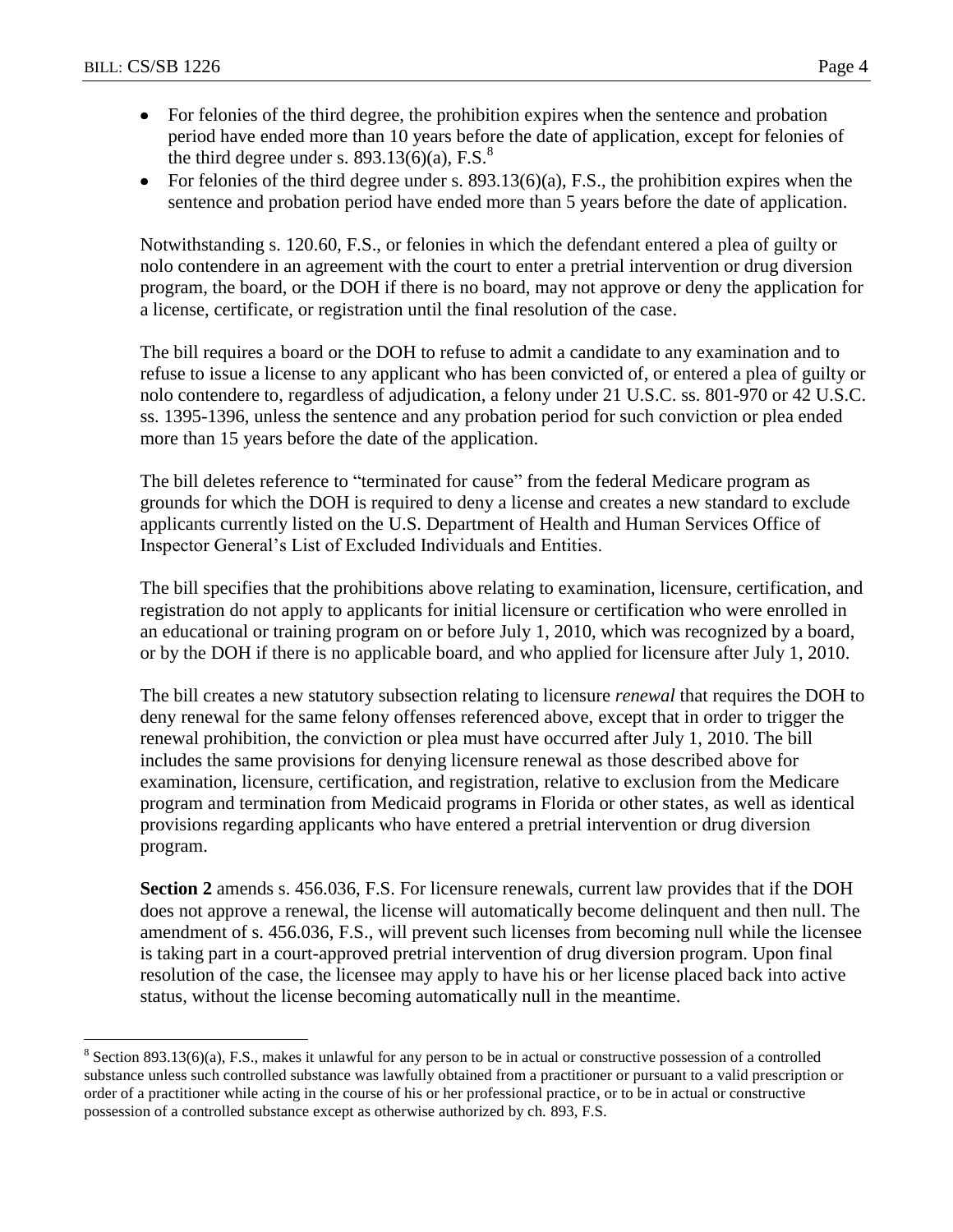- For felonies of the third degree, the prohibition expires when the sentence and probation period have ended more than 10 years before the date of application, except for felonies of the third degree under s. 893.13(6)(a), F.S.[8]
- For felonies of the third degree under s. 893.13(6)(a), F.S., the prohibition expires when the sentence and probation period have ended more than 5 years before the date of application.

Notwithstanding s. 120.60, F.S., or felonies in which the defendant entered a plea of guilty or nolo contendere in an agreement with the court to enter a pretrial intervention or drug diversion program, the board, or the DOH if there is no board, may not approve or deny the application for a license, certificate, or registration until the final resolution of the case.

The bill requires a board or the DOH to refuse to admit a candidate to any examination and to refuse to issue a license to any applicant who has been convicted of, or entered a plea of guilty or nolo contendere to, regardless of adjudication, a felony under 21 U.S.C. ss. 801-970 or 42 U.S.C. ss. 1395-1396, unless the sentence and any probation period for such conviction or plea ended more than 15 years before the date of the application.

The bill deletes reference to "terminated for cause" from the federal Medicare program as grounds for which the DOH is required to deny a license and creates a new standard to exclude applicants currently listed on the U.S. Department of Health and Human Services Office of Inspector General's List of Excluded Individuals and Entities.

The bill specifies that the prohibitions above relating to examination, licensure, certification, and registration do not apply to applicants for initial licensure or certification who were enrolled in an educational or training program on or before July 1, 2010, which was recognized by a board, or by the DOH if there is no applicable board, and who applied for licensure after July 1, 2010.

The bill creates a new statutory subsection relating to licensure *renewal* that requires the DOH to deny renewal for the same felony offenses referenced above, except that in order to trigger the renewal prohibition, the conviction or plea must have occurred after July 1, 2010. The bill includes the same provisions for denying licensure renewal as those described above for examination, licensure, certification, and registration, relative to exclusion from the Medicare program and termination from Medicaid programs in Florida or other states, as well as identical provisions regarding applicants who have entered a pretrial intervention or drug diversion program.

**Section 2** amends s. 456.036, F.S. For licensure renewals, current law provides that if the DOH does not approve a renewal, the license will automatically become delinquent and then null. The amendment of s. 456.036, F.S., will prevent such licenses from becoming null while the licensee is taking part in a court-approved pretrial intervention of drug diversion program. Upon final resolution of the case, the licensee may apply to have his or her license placed back into active status, without the license becoming automatically null in the meantime.

[8] Section 893.13(6)(a), F.S., makes it unlawful for any person to be in actual or constructive possession of a controlled substance unless such controlled substance was lawfully obtained from a practitioner or pursuant to a valid prescription or order of a practitioner while acting in the course of his or her professional practice, or to be in actual or constructive possession of a controlled substance except as otherwise authorized by ch. 893, F.S.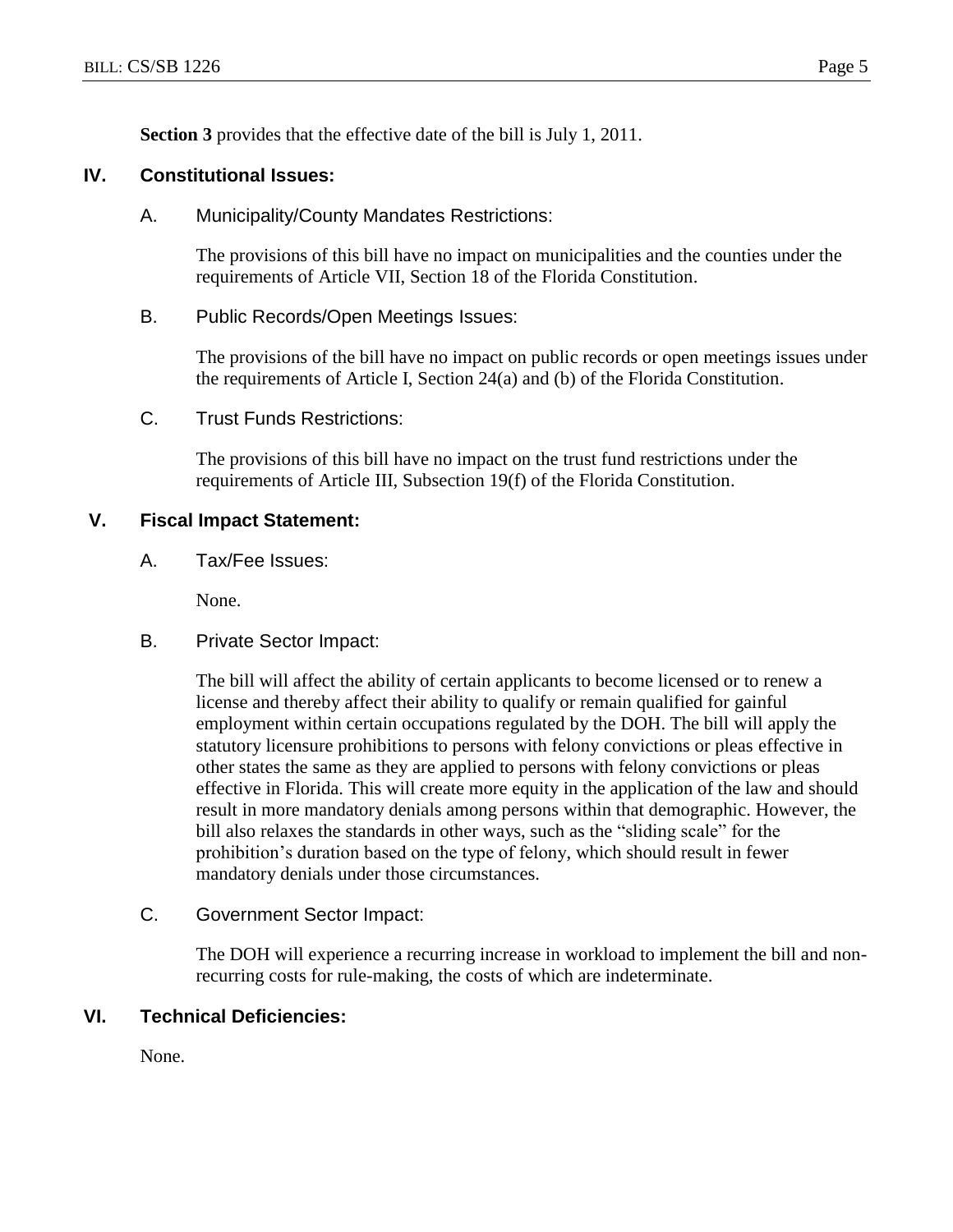**Section 3** provides that the effective date of the bill is July 1, 2011.

## IV. Constitutional Issues:

### A. Municipality/County Mandates Restrictions:

The provisions of this bill have no impact on municipalities and the counties under the requirements of Article VII, Section 18 of the Florida Constitution.

### B. Public Records/Open Meetings Issues:

The provisions of the bill have no impact on public records or open meetings issues under the requirements of Article I, Section 24(a) and (b) of the Florida Constitution.

### C. Trust Funds Restrictions:

The provisions of this bill have no impact on the trust fund restrictions under the requirements of Article III, Subsection 19(f) of the Florida Constitution.

## V. Fiscal Impact Statement:

### A. Tax/Fee Issues:

None.

### B. Private Sector Impact:

The bill will affect the ability of certain applicants to become licensed or to renew a license and thereby affect their ability to qualify or remain qualified for gainful employment within certain occupations regulated by the DOH. The bill will apply the statutory licensure prohibitions to persons with felony convictions or pleas effective in other states the same as they are applied to persons with felony convictions or pleas effective in Florida. This will create more equity in the application of the law and should result in more mandatory denials among persons within that demographic. However, the bill also relaxes the standards in other ways, such as the "sliding scale" for the prohibition's duration based on the type of felony, which should result in fewer mandatory denials under those circumstances.

### C. Government Sector Impact:

The DOH will experience a recurring increase in workload to implement the bill and non-recurring costs for rule-making, the costs of which are indeterminate.

## VI. Technical Deficiencies:

None.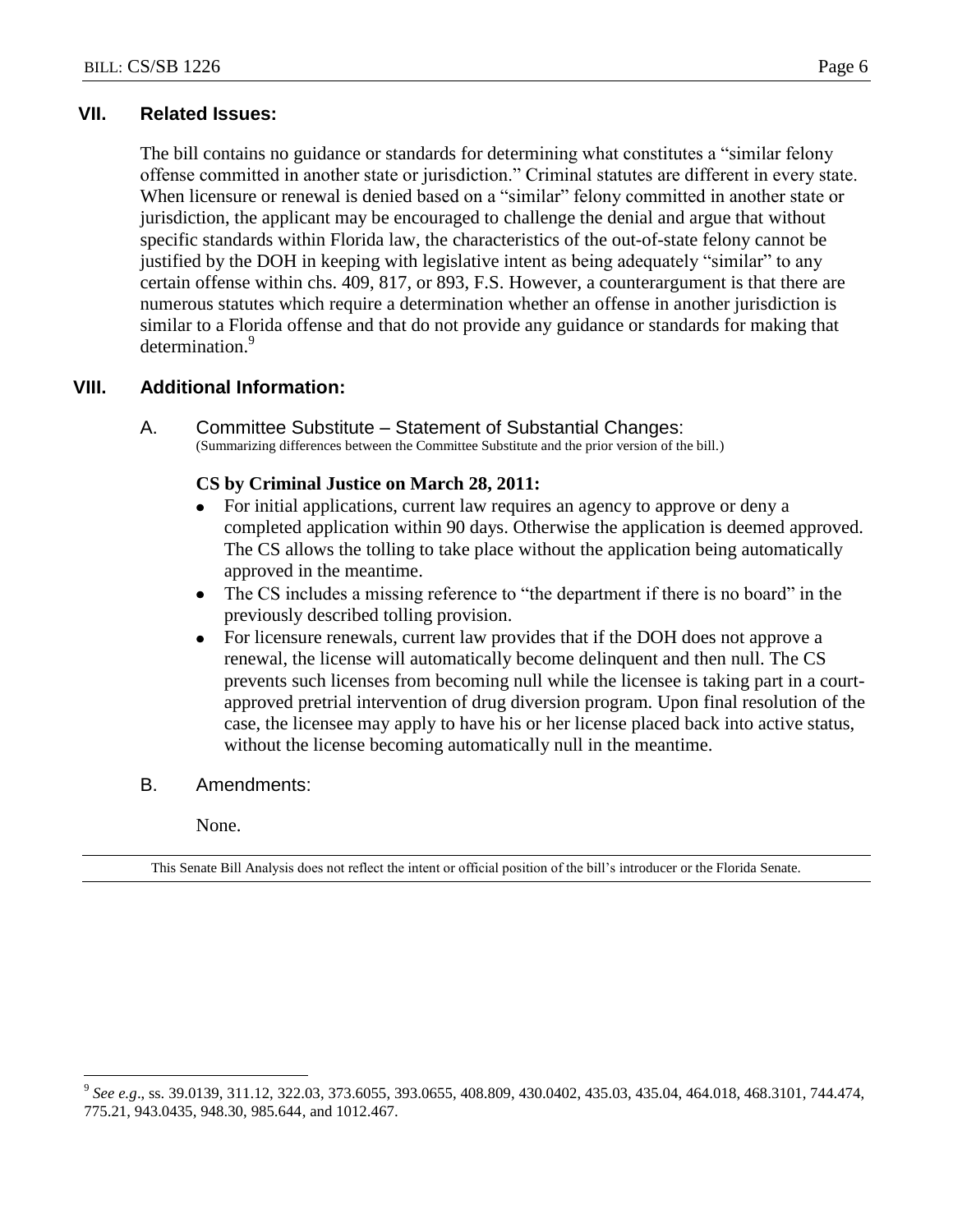## VII. Related Issues:

The bill contains no guidance or standards for determining what constitutes a "similar felony offense committed in another state or jurisdiction." Criminal statutes are different in every state. When licensure or renewal is denied based on a "similar" felony committed in another state or jurisdiction, the applicant may be encouraged to challenge the denial and argue that without specific standards within Florida law, the characteristics of the out-of-state felony cannot be justified by the DOH in keeping with legislative intent as being adequately "similar" to any certain offense within chs. 409, 817, or 893, F.S. However, a counterargument is that there are numerous statutes which require a determination whether an offense in another jurisdiction is similar to a Florida offense and that do not provide any guidance or standards for making that determination.[9]

## VIII. Additional Information:

### A. Committee Substitute – Statement of Substantial Changes:

(Summarizing differences between the Committee Substitute and the prior version of the bill.)

**CS by Criminal Justice on March 28, 2011:**

- For initial applications, current law requires an agency to approve or deny a completed application within 90 days. Otherwise the application is deemed approved. The CS allows the tolling to take place without the application being automatically approved in the meantime.
- The CS includes a missing reference to "the department if there is no board" in the previously described tolling provision.
- For licensure renewals, current law provides that if the DOH does not approve a renewal, the license will automatically become delinquent and then null. The CS prevents such licenses from becoming null while the licensee is taking part in a court-approved pretrial intervention of drug diversion program. Upon final resolution of the case, the licensee may apply to have his or her license placed back into active status, without the license becoming automatically null in the meantime.

### B. Amendments:

None.

This Senate Bill Analysis does not reflect the intent or official position of the bill's introducer or the Florida Senate.

---

[9] *See e.g*., ss. 39.0139, 311.12, 322.03, 373.6055, 393.0655, 408.809, 430.0402, 435.03, 435.04, 464.018, 468.3101, 744.474, 775.21, 943.0435, 948.30, 985.644, and 1012.467.